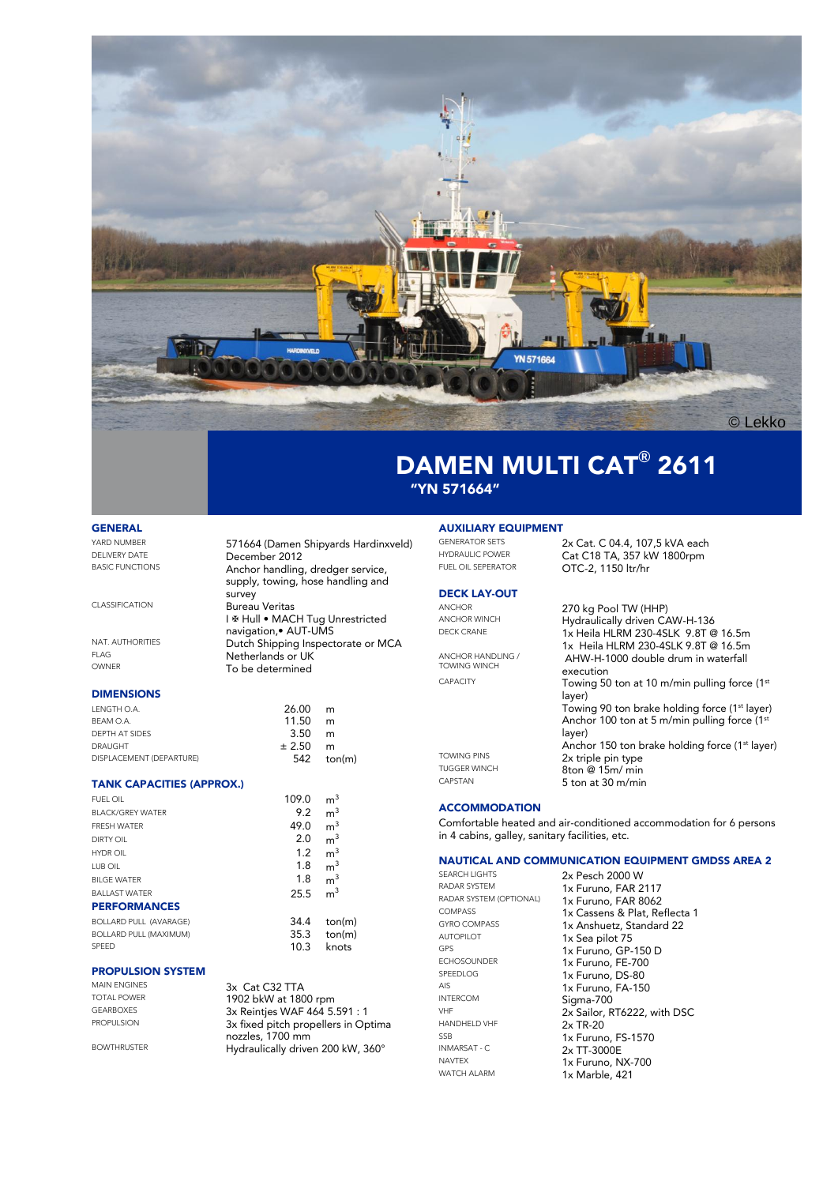© Lekko

# DAMEN MULTI CAT® 2611

## "YN 571664"

## GENERAL

| | |
|---|---|
| YARD NUMBER | 571664 (Damen Shipyards Hardinxveld) |
| DELIVERY DATE | December 2012 |
| BASIC FUNCTIONS | Anchor handling, dredger service, supply, towing, hose handling and survey |
| CLASSIFICATION | Bureau Veritas I ✠ Hull • MACH Tug Unrestricted navigation,• AUT-UMS |
| NAT. AUTHORITIES | Dutch Shipping Inspectorate or MCA |
| FLAG | Netherlands or UK |
| OWNER | To be determined |

## DIMENSIONS

| | | |
|---|---|---|
| LENGTH O.A. | 26.00 | m |
| BEAM O.A. | 11.50 | m |
| DEPTH AT SIDES | 3.50 | m |
| DRAUGHT | ± 2.50 | m |
| DISPLACEMENT (DEPARTURE) | 542 | ton(m) |

## TANK CAPACITIES (APPROX.)

| | | |
|---|---|---|
| FUEL OIL | 109.0 | $m^3$ |
| BLACK/GREY WATER | 9.2 | $m^3$ |
| FRESH WATER | 49.0 | $m^3$ |
| DIRTY OIL | 2.0 | $m^3$ |
| HYDR OIL | 1.2 | $m^3$ |
| LUB OIL | 1.8 | $m^3$ |
| BILGE WATER | 1.8 | $m^3$ |
| BALLAST WATER | 25.5 | $m^3$ |

## PERFORMANCES

| | | |
|---|---|---|
| BOLLARD PULL (AVARAGE) | 34.4 | ton(m) |
| BOLLARD PULL (MAXIMUM) | 35.3 | ton(m) |
| SPEED | 10.3 | knots |

## PROPULSION SYSTEM

| | |
|---|---|
| MAIN ENGINES | 3x Cat C32 TTA |
| TOTAL POWER | 1902 bkW at 1800 rpm |
| GEARBOXES | 3x Reintjes WAF 464 5.591 : 1 |
| PROPULSION | 3x fixed pitch propellers in Optima nozzles, 1700 mm |
| BOWTHRUSTER | Hydraulically driven 200 kW, 360° |

## AUXILIARY EQUIPMENT

| | |
|---|---|
| GENERATOR SETS | 2x Cat. C 04.4, 107,5 kVA each |
| HYDRAULIC POWER | Cat C18 TA, 357 kW 1800rpm |
| FUEL OIL SEPERATOR | OTC-2, 1150 ltr/hr |

## DECK LAY-OUT

| | |
|---|---|
| ANCHOR | 270 kg Pool TW (HHP) |
| ANCHOR WINCH | Hydraulically driven CAW-H-136 |
| DECK CRANE | 1x Heila HLRM 230-4SLK 9.8T @ 16.5m<br>1x Heila HLRM 230-4SLK 9.8T @ 16.5m |
| ANCHOR HANDLING / TOWING WINCH | AHW-H-1000 double drum in waterfall execution |
| CAPACITY | Towing 50 ton at 10 m/min pulling force (1st layer)<br>Towing 90 ton brake holding force (1st layer)<br>Anchor 100 ton at 5 m/min pulling force (1st layer)<br>Anchor 150 ton brake holding force (1st layer) |
| TOWING PINS | 2x triple pin type |
| TUGGER WINCH | 8ton @ 15m/ min |
| CAPSTAN | 5 ton at 30 m/min |

## ACCOMMODATION

Comfortable heated and air-conditioned accommodation for 6 persons in 4 cabins, galley, sanitary facilities, etc.

## NAUTICAL AND COMMUNICATION EQUIPMENT GMDSS AREA 2

| | |
|---|---|
| SEARCH LIGHTS | 2x Pesch 2000 W |
| RADAR SYSTEM | 1x Furuno, FAR 2117 |
| RADAR SYSTEM (OPTIONAL) | 1x Furuno, FAR 8062 |
| COMPASS | 1x Cassens & Plat, Reflecta 1 |
| GYRO COMPASS | 1x Anshuetz, Standard 22 |
| AUTOPILOT | 1x Sea pilot 75 |
| GPS | 1x Furuno, GP-150 D |
| ECHOSOUNDER | 1x Furuno, FE-700 |
| SPEEDLOG | 1x Furuno, DS-80 |
| AIS | 1x Furuno, FA-150 |
| INTERCOM | Sigma-700 |
| VHF | 2x Sailor, RT6222, with DSC |
| HANDHELD VHF | 2x TR-20 |
| SSB | 1x Furuno, FS-1570 |
| INMARSAT - C | 2x TT-3000E |
| NAVTEX | 1x Furuno, NX-700 |
| WATCH ALARM | 1x Marble, 421 |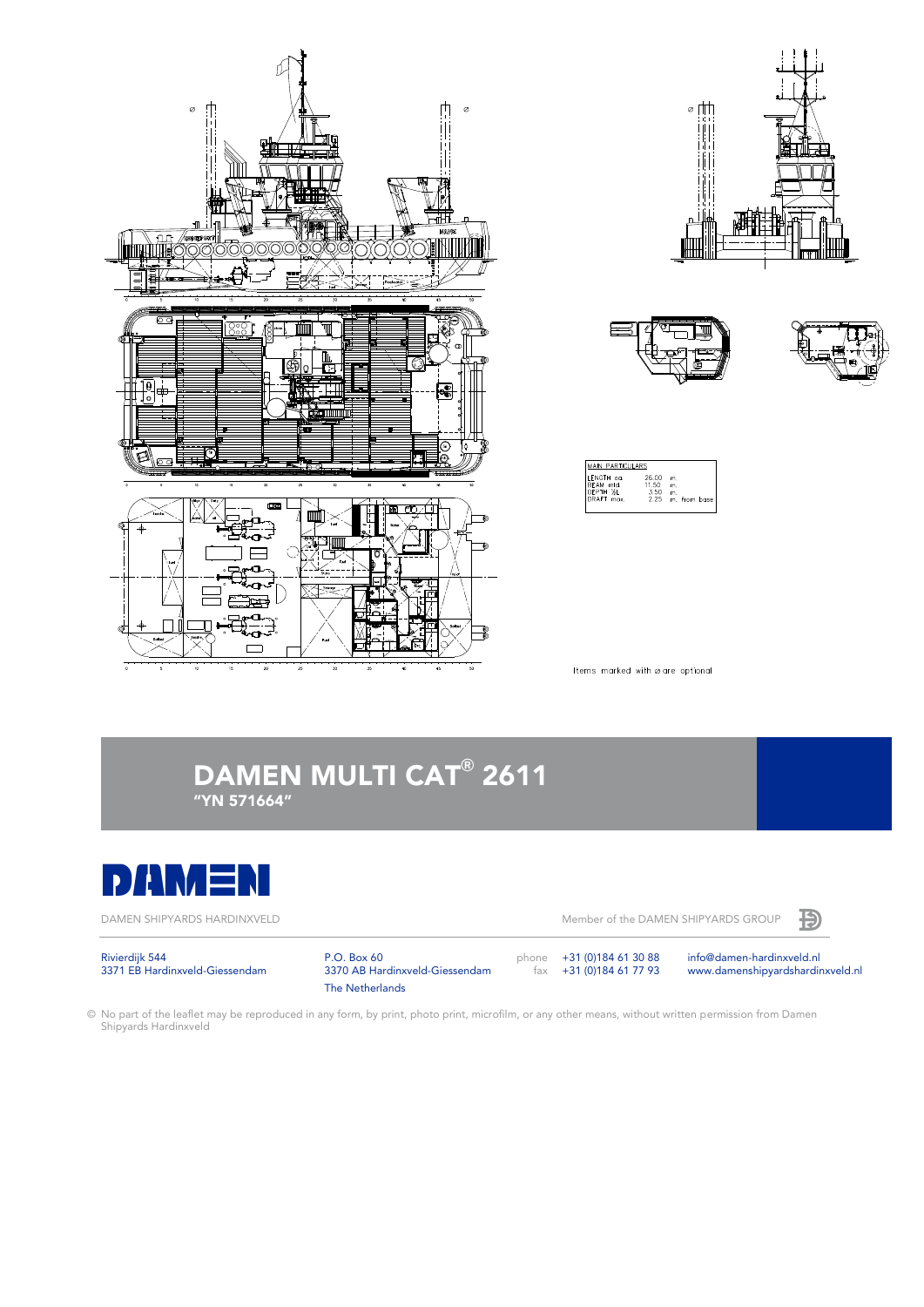| MAIN PARTICULARS | | |
| --- | --- | --- |
| LENGTH o.a. | 26.00 | m. |
| BEAM mld. | 11.50 | m. |
| DEPTH ⅓L | 3.50 | m. |
| DRAFT max. | 2.25 | m. from base |

Items marked with ⌀ are optional

# DAMEN MULTI CAT® 2611

**"YN 571664"**

DAMEN SHIPYARDS HARDINXVELD

Member of the DAMEN SHIPYARDS GROUP

Rivierdijk 544
3371 EB Hardinxveld-Giessendam

P.O. Box 60
3370 AB Hardinxveld-Giessendam
The Netherlands

phone +31 (0)184 61 30 88
fax +31 (0)184 61 77 93

info@damen-hardinxveld.nl
www.damenshipyardshardinxveld.nl

© No part of the leaflet may be reproduced in any form, by print, photo print, microfilm, or any other means, without written permission from Damen Shipyards Hardinxveld